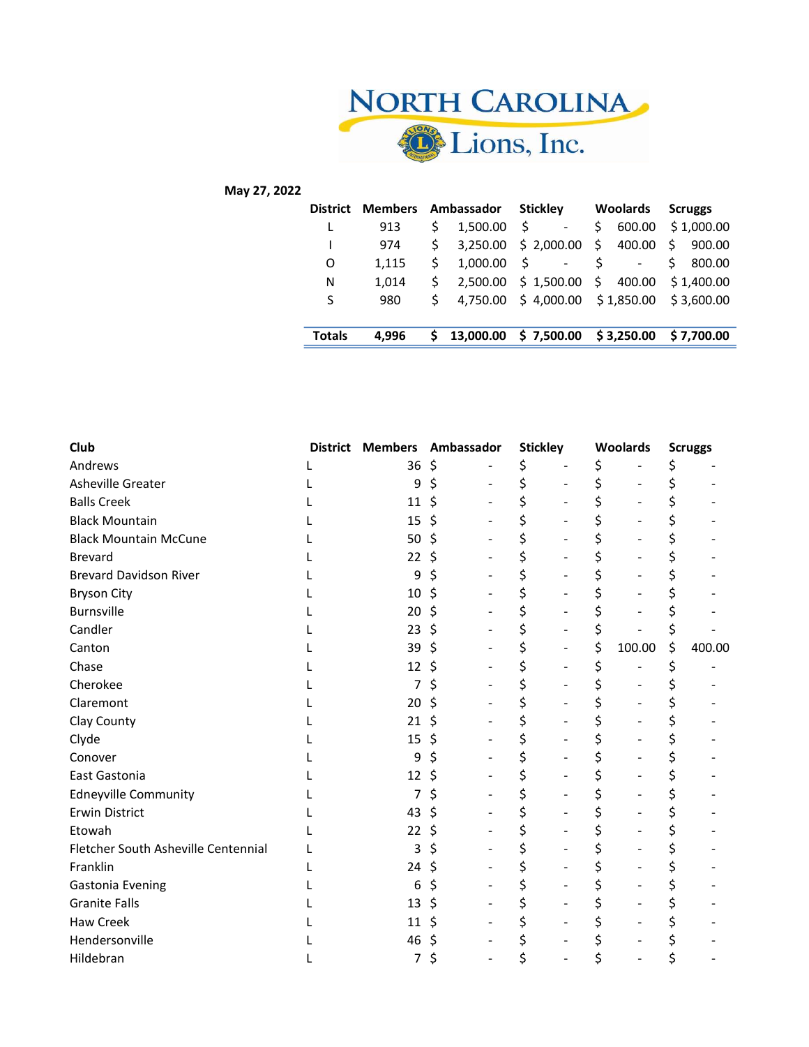# NORTH CAROLINA Lions, Inc.

**May 27, 2022**

| District | Members | Ambassador | Stickley | Woolards | Scruggs |
|---|---|---|---|---|---|
| L | 913 | $ 1,500.00 | $ - | $ 600.00 | $ 1,000.00 |
| I | 974 | $ 3,250.00 | $ 2,000.00 | $ 400.00 | $ 900.00 |
| O | 1,115 | $ 1,000.00 | $ - | $ - | $ 800.00 |
| N | 1,014 | $ 2,500.00 | $ 1,500.00 | $ 400.00 | $ 1,400.00 |
| S | 980 | $ 4,750.00 | $ 4,000.00 | $ 1,850.00 | $ 3,600.00 |
| **Totals** | **4,996** | **$ 13,000.00** | **$ 7,500.00** | **$ 3,250.00** | **$ 7,700.00** |

| Club | District | Members | Ambassador | Stickley | Woolards | Scruggs |
|---|---|---|---|---|---|---|
| Andrews | L | 36 | $ - | $ - | $ - | $ - |
| Asheville Greater | L | 9 | $ - | $ - | $ - | $ - |
| Balls Creek | L | 11 | $ - | $ - | $ - | $ - |
| Black Mountain | L | 15 | $ - | $ - | $ - | $ - |
| Black Mountain McCune | L | 50 | $ - | $ - | $ - | $ - |
| Brevard | L | 22 | $ - | $ - | $ - | $ - |
| Brevard Davidson River | L | 9 | $ - | $ - | $ - | $ - |
| Bryson City | L | 10 | $ - | $ - | $ - | $ - |
| Burnsville | L | 20 | $ - | $ - | $ - | $ - |
| Candler | L | 23 | $ - | $ - | $ - | $ - |
| Canton | L | 39 | $ - | $ - | $ 100.00 | $ 400.00 |
| Chase | L | 12 | $ - | $ - | $ - | $ - |
| Cherokee | L | 7 | $ - | $ - | $ - | $ - |
| Claremont | L | 20 | $ - | $ - | $ - | $ - |
| Clay County | L | 21 | $ - | $ - | $ - | $ - |
| Clyde | L | 15 | $ - | $ - | $ - | $ - |
| Conover | L | 9 | $ - | $ - | $ - | $ - |
| East Gastonia | L | 12 | $ - | $ - | $ - | $ - |
| Edneyville Community | L | 7 | $ - | $ - | $ - | $ - |
| Erwin District | L | 43 | $ - | $ - | $ - | $ - |
| Etowah | L | 22 | $ - | $ - | $ - | $ - |
| Fletcher South Asheville Centennial | L | 3 | $ - | $ - | $ - | $ - |
| Franklin | L | 24 | $ - | $ - | $ - | $ - |
| Gastonia Evening | L | 6 | $ - | $ - | $ - | $ - |
| Granite Falls | L | 13 | $ - | $ - | $ - | $ - |
| Haw Creek | L | 11 | $ - | $ - | $ - | $ - |
| Hendersonville | L | 46 | $ - | $ - | $ - | $ - |
| Hildebran | L | 7 | $ - | $ - | $ - | $ - |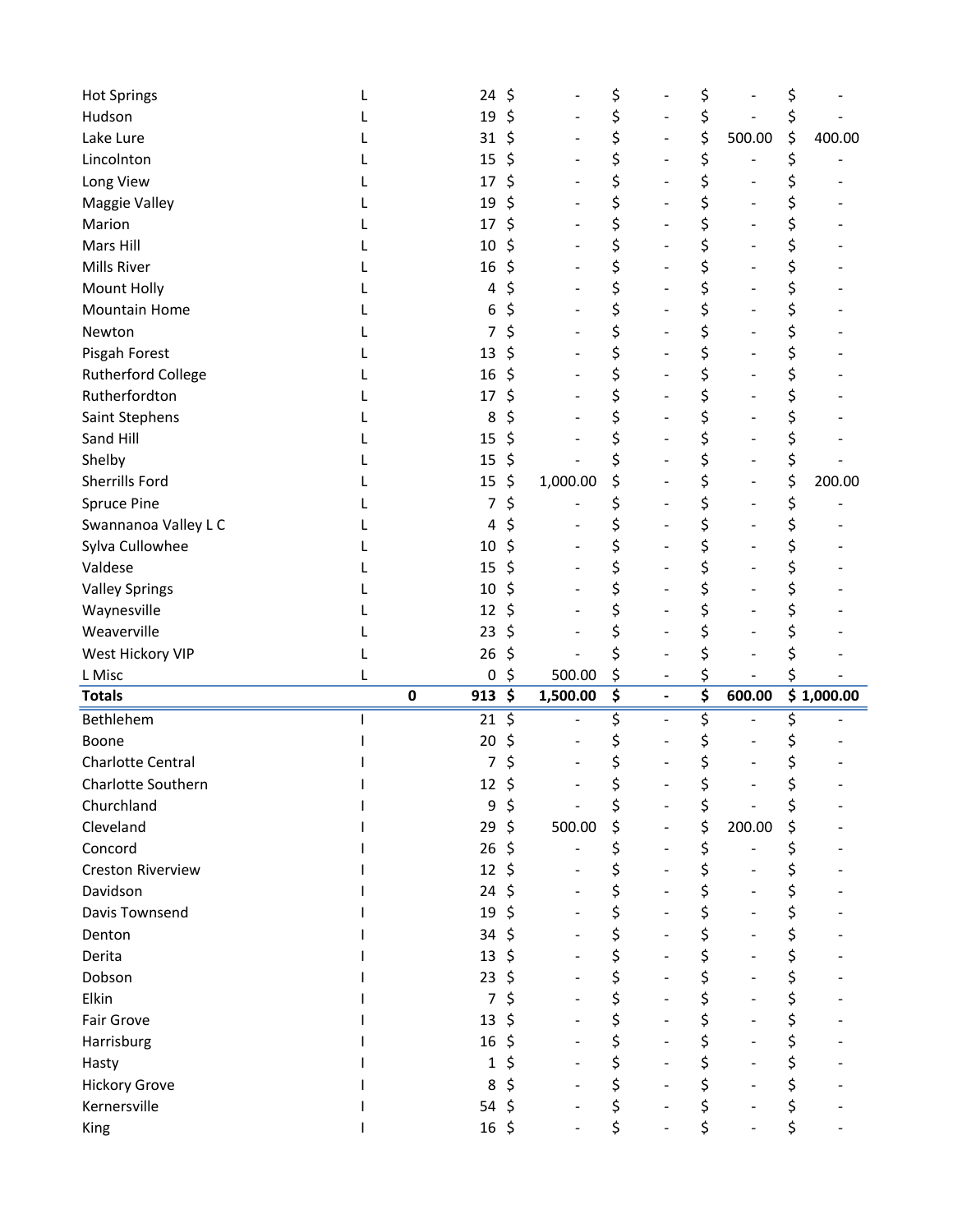| | | | | | | | | | | |
|---|---|---|---|---|---|---|---|---|---|---|
| Hot Springs | L | | 24 | $ - | $ | - | $ | - | $ | - |
| Hudson | L | | 19 | $ - | $ | - | $ | - | $ | - |
| Lake Lure | L | | 31 | $ - | $ | - | $ | 500.00 | $ | 400.00 |
| Lincolnton | L | | 15 | $ - | $ | - | $ | - | $ | - |
| Long View | L | | 17 | $ - | $ | - | $ | - | $ | - |
| Maggie Valley | L | | 19 | $ - | $ | - | $ | - | $ | - |
| Marion | L | | 17 | $ - | $ | - | $ | - | $ | - |
| Mars Hill | L | | 10 | $ - | $ | - | $ | - | $ | - |
| Mills River | L | | 16 | $ - | $ | - | $ | - | $ | - |
| Mount Holly | L | | 4 | $ - | $ | - | $ | - | $ | - |
| Mountain Home | L | | 6 | $ - | $ | - | $ | - | $ | - |
| Newton | L | | 7 | $ - | $ | - | $ | - | $ | - |
| Pisgah Forest | L | | 13 | $ - | $ | - | $ | - | $ | - |
| Rutherford College | L | | 16 | $ - | $ | - | $ | - | $ | - |
| Rutherfordton | L | | 17 | $ - | $ | - | $ | - | $ | - |
| Saint Stephens | L | | 8 | $ - | $ | - | $ | - | $ | - |
| Sand Hill | L | | 15 | $ - | $ | - | $ | - | $ | - |
| Shelby | L | | 15 | $ - | $ | - | $ | - | $ | - |
| Sherrills Ford | L | | 15 | $ 1,000.00 | $ | - | $ | - | $ | 200.00 |
| Spruce Pine | L | | 7 | $ - | $ | - | $ | - | $ | - |
| Swannanoa Valley L C | L | | 4 | $ - | $ | - | $ | - | $ | - |
| Sylva Cullowhee | L | | 10 | $ - | $ | - | $ | - | $ | - |
| Valdese | L | | 15 | $ - | $ | - | $ | - | $ | - |
| Valley Springs | L | | 10 | $ - | $ | - | $ | - | $ | - |
| Waynesville | L | | 12 | $ - | $ | - | $ | - | $ | - |
| Weaverville | L | | 23 | $ - | $ | - | $ | - | $ | - |
| West Hickory VIP | L | | 26 | $ - | $ | - | $ | - | $ | - |
| L Misc | L | | 0 | $ 500.00 | $ | - | $ | - | $ | - |
| **Totals** | | **0** | **913** | **$ 1,500.00** | **$** | **-** | **$** | **600.00** | **$** | **1,000.00** |
| Bethlehem | I | | 21 | $ - | $ | - | $ | - | $ | - |
| Boone | I | | 20 | $ - | $ | - | $ | - | $ | - |
| Charlotte Central | I | | 7 | $ - | $ | - | $ | - | $ | - |
| Charlotte Southern | I | | 12 | $ - | $ | - | $ | - | $ | - |
| Churchland | I | | 9 | $ - | $ | - | $ | - | $ | - |
| Cleveland | I | | 29 | $ 500.00 | $ | - | $ | 200.00 | $ | - |
| Concord | I | | 26 | $ - | $ | - | $ | - | $ | - |
| Creston Riverview | I | | 12 | $ - | $ | - | $ | - | $ | - |
| Davidson | I | | 24 | $ - | $ | - | $ | - | $ | - |
| Davis Townsend | I | | 19 | $ - | $ | - | $ | - | $ | - |
| Denton | I | | 34 | $ - | $ | - | $ | - | $ | - |
| Derita | I | | 13 | $ - | $ | - | $ | - | $ | - |
| Dobson | I | | 23 | $ - | $ | - | $ | - | $ | - |
| Elkin | I | | 7 | $ - | $ | - | $ | - | $ | - |
| Fair Grove | I | | 13 | $ - | $ | - | $ | - | $ | - |
| Harrisburg | I | | 16 | $ - | $ | - | $ | - | $ | - |
| Hasty | I | | 1 | $ - | $ | - | $ | - | $ | - |
| Hickory Grove | I | | 8 | $ - | $ | - | $ | - | $ | - |
| Kernersville | I | | 54 | $ - | $ | - | $ | - | $ | - |
| King | I | | 16 | $ - | $ | - | $ | - | $ | - |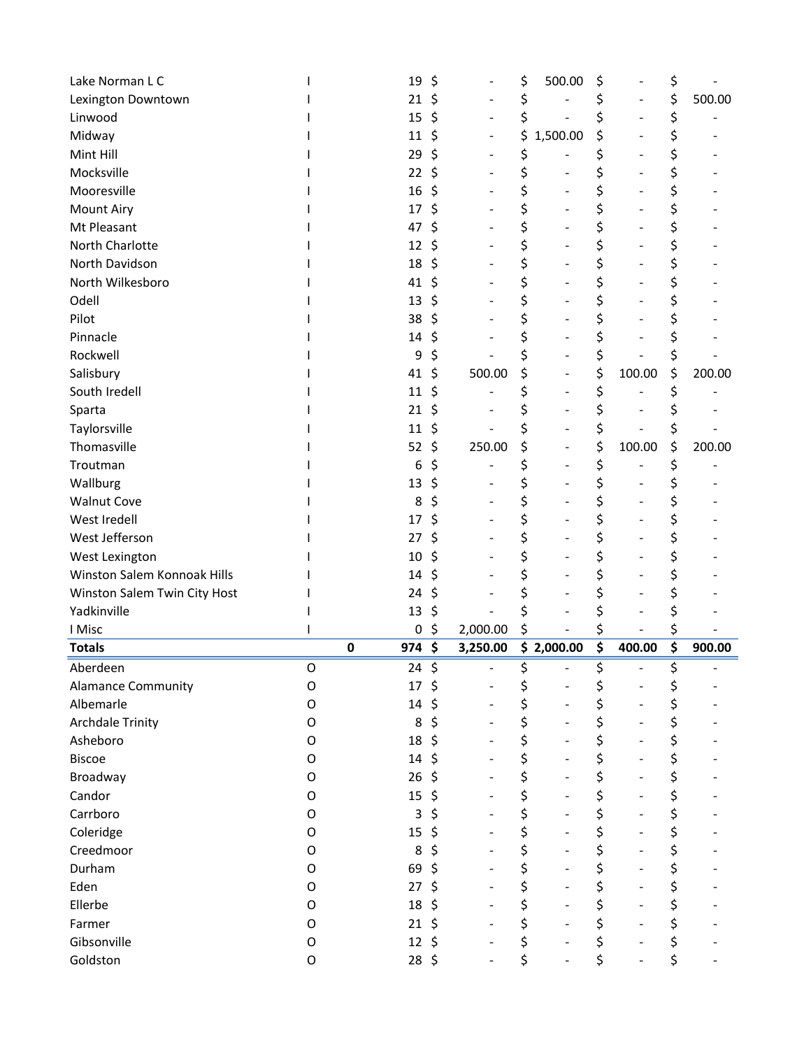| | | | | | | | |
|---|---|---|---|---|---|---|---|
| Lake Norman L C | I | | 19 | $ - | $ 500.00 | $ - | $ - |
| Lexington Downtown | I | | 21 | $ - | $ - | $ - | $ 500.00 |
| Linwood | I | | 15 | $ - | $ - | $ - | $ - |
| Midway | I | | 11 | $ - | $ 1,500.00 | $ - | $ - |
| Mint Hill | I | | 29 | $ - | $ - | $ - | $ - |
| Mocksville | I | | 22 | $ - | $ - | $ - | $ - |
| Mooresville | I | | 16 | $ - | $ - | $ - | $ - |
| Mount Airy | I | | 17 | $ - | $ - | $ - | $ - |
| Mt Pleasant | I | | 47 | $ - | $ - | $ - | $ - |
| North Charlotte | I | | 12 | $ - | $ - | $ - | $ - |
| North Davidson | I | | 18 | $ - | $ - | $ - | $ - |
| North Wilkesboro | I | | 41 | $ - | $ - | $ - | $ - |
| Odell | I | | 13 | $ - | $ - | $ - | $ - |
| Pilot | I | | 38 | $ - | $ - | $ - | $ - |
| Pinnacle | I | | 14 | $ - | $ - | $ - | $ - |
| Rockwell | I | | 9 | $ - | $ - | $ - | $ - |
| Salisbury | I | | 41 | $ 500.00 | $ - | $ 100.00 | $ 200.00 |
| South Iredell | I | | 11 | $ - | $ - | $ - | $ - |
| Sparta | I | | 21 | $ - | $ - | $ - | $ - |
| Taylorsville | I | | 11 | $ - | $ - | $ - | $ - |
| Thomasville | I | | 52 | $ 250.00 | $ - | $ 100.00 | $ 200.00 |
| Troutman | I | | 6 | $ - | $ - | $ - | $ - |
| Wallburg | I | | 13 | $ - | $ - | $ - | $ - |
| Walnut Cove | I | | 8 | $ - | $ - | $ - | $ - |
| West Iredell | I | | 17 | $ - | $ - | $ - | $ - |
| West Jefferson | I | | 27 | $ - | $ - | $ - | $ - |
| West Lexington | I | | 10 | $ - | $ - | $ - | $ - |
| Winston Salem Konnoak Hills | I | | 14 | $ - | $ - | $ - | $ - |
| Winston Salem Twin City Host | I | | 24 | $ - | $ - | $ - | $ - |
| Yadkinville | I | | 13 | $ - | $ - | $ - | $ - |
| I Misc | I | | 0 | $ 2,000.00 | $ - | $ - | $ - |
| **Totals** | | **0** | **974** | **$ 3,250.00** | **$ 2,000.00** | **$ 400.00** | **$ 900.00** |
| Aberdeen | O | | 24 | $ - | $ - | $ - | $ - |
| Alamance Community | O | | 17 | $ - | $ - | $ - | $ - |
| Albemarle | O | | 14 | $ - | $ - | $ - | $ - |
| Archdale Trinity | O | | 8 | $ - | $ - | $ - | $ - |
| Asheboro | O | | 18 | $ - | $ - | $ - | $ - |
| Biscoe | O | | 14 | $ - | $ - | $ - | $ - |
| Broadway | O | | 26 | $ - | $ - | $ - | $ - |
| Candor | O | | 15 | $ - | $ - | $ - | $ - |
| Carrboro | O | | 3 | $ - | $ - | $ - | $ - |
| Coleridge | O | | 15 | $ - | $ - | $ - | $ - |
| Creedmoor | O | | 8 | $ - | $ - | $ - | $ - |
| Durham | O | | 69 | $ - | $ - | $ - | $ - |
| Eden | O | | 27 | $ - | $ - | $ - | $ - |
| Ellerbe | O | | 18 | $ - | $ - | $ - | $ - |
| Farmer | O | | 21 | $ - | $ - | $ - | $ - |
| Gibsonville | O | | 12 | $ - | $ - | $ - | $ - |
| Goldston | O | | 28 | $ - | $ - | $ - | $ - |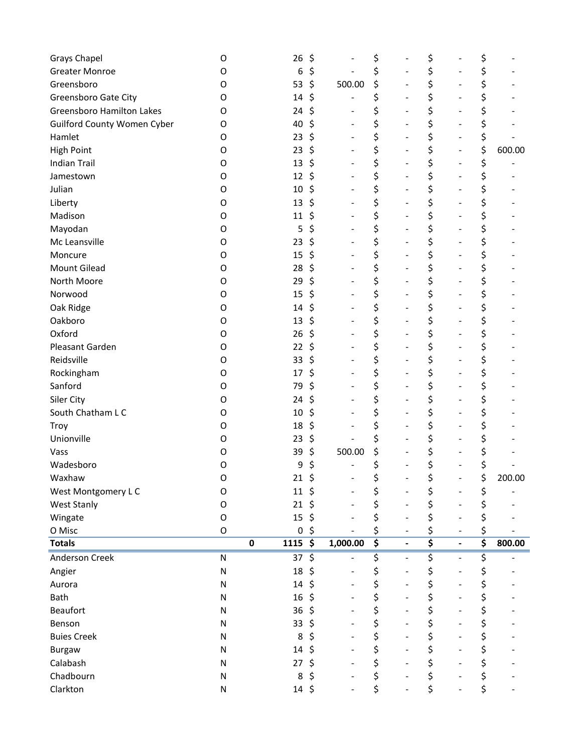| | | | | | | | | | | | |
|---|---|---|---|---|---|---|---|---|---|---|---|
| Grays Chapel | O | | 26 | $ | - | $ | - | $ | - | $ | - |
| Greater Monroe | O | | 6 | $ | - | $ | - | $ | - | $ | - |
| Greensboro | O | | 53 | $ | 500.00 | $ | - | $ | - | $ | - |
| Greensboro Gate City | O | | 14 | $ | - | $ | - | $ | - | $ | - |
| Greensboro Hamilton Lakes | O | | 24 | $ | - | $ | - | $ | - | $ | - |
| Guilford County Women Cyber | O | | 40 | $ | - | $ | - | $ | - | $ | - |
| Hamlet | O | | 23 | $ | - | $ | - | $ | - | $ | - |
| High Point | O | | 23 | $ | - | $ | - | $ | - | $ | 600.00 |
| Indian Trail | O | | 13 | $ | - | $ | - | $ | - | $ | - |
| Jamestown | O | | 12 | $ | - | $ | - | $ | - | $ | - |
| Julian | O | | 10 | $ | - | $ | - | $ | - | $ | - |
| Liberty | O | | 13 | $ | - | $ | - | $ | - | $ | - |
| Madison | O | | 11 | $ | - | $ | - | $ | - | $ | - |
| Mayodan | O | | 5 | $ | - | $ | - | $ | - | $ | - |
| Mc Leansville | O | | 23 | $ | - | $ | - | $ | - | $ | - |
| Moncure | O | | 15 | $ | - | $ | - | $ | - | $ | - |
| Mount Gilead | O | | 28 | $ | - | $ | - | $ | - | $ | - |
| North Moore | O | | 29 | $ | - | $ | - | $ | - | $ | - |
| Norwood | O | | 15 | $ | - | $ | - | $ | - | $ | - |
| Oak Ridge | O | | 14 | $ | - | $ | - | $ | - | $ | - |
| Oakboro | O | | 13 | $ | - | $ | - | $ | - | $ | - |
| Oxford | O | | 26 | $ | - | $ | - | $ | - | $ | - |
| Pleasant Garden | O | | 22 | $ | - | $ | - | $ | - | $ | - |
| Reidsville | O | | 33 | $ | - | $ | - | $ | - | $ | - |
| Rockingham | O | | 17 | $ | - | $ | - | $ | - | $ | - |
| Sanford | O | | 79 | $ | - | $ | - | $ | - | $ | - |
| Siler City | O | | 24 | $ | - | $ | - | $ | - | $ | - |
| South Chatham L C | O | | 10 | $ | - | $ | - | $ | - | $ | - |
| Troy | O | | 18 | $ | - | $ | - | $ | - | $ | - |
| Unionville | O | | 23 | $ | - | $ | - | $ | - | $ | - |
| Vass | O | | 39 | $ | 500.00 | $ | - | $ | - | $ | - |
| Wadesboro | O | | 9 | $ | - | $ | - | $ | - | $ | - |
| Waxhaw | O | | 21 | $ | - | $ | - | $ | - | $ | 200.00 |
| West Montgomery L C | O | | 11 | $ | - | $ | - | $ | - | $ | - |
| West Stanly | O | | 21 | $ | - | $ | - | $ | - | $ | - |
| Wingate | O | | 15 | $ | - | $ | - | $ | - | $ | - |
| O Misc | O | | 0 | $ | - | $ | - | $ | - | $ | - |
| **Totals** | | **0** | **1115** | **$** | **1,000.00** | **$** | **-** | **$** | **-** | **$** | **800.00** |
| Anderson Creek | N | | 37 | $ | - | $ | - | $ | - | $ | - |
| Angier | N | | 18 | $ | - | $ | - | $ | - | $ | - |
| Aurora | N | | 14 | $ | - | $ | - | $ | - | $ | - |
| Bath | N | | 16 | $ | - | $ | - | $ | - | $ | - |
| Beaufort | N | | 36 | $ | - | $ | - | $ | - | $ | - |
| Benson | N | | 33 | $ | - | $ | - | $ | - | $ | - |
| Buies Creek | N | | 8 | $ | - | $ | - | $ | - | $ | - |
| Burgaw | N | | 14 | $ | - | $ | - | $ | - | $ | - |
| Calabash | N | | 27 | $ | - | $ | - | $ | - | $ | - |
| Chadbourn | N | | 8 | $ | - | $ | - | $ | - | $ | - |
| Clarkton | N | | 14 | $ | - | $ | - | $ | - | $ | - |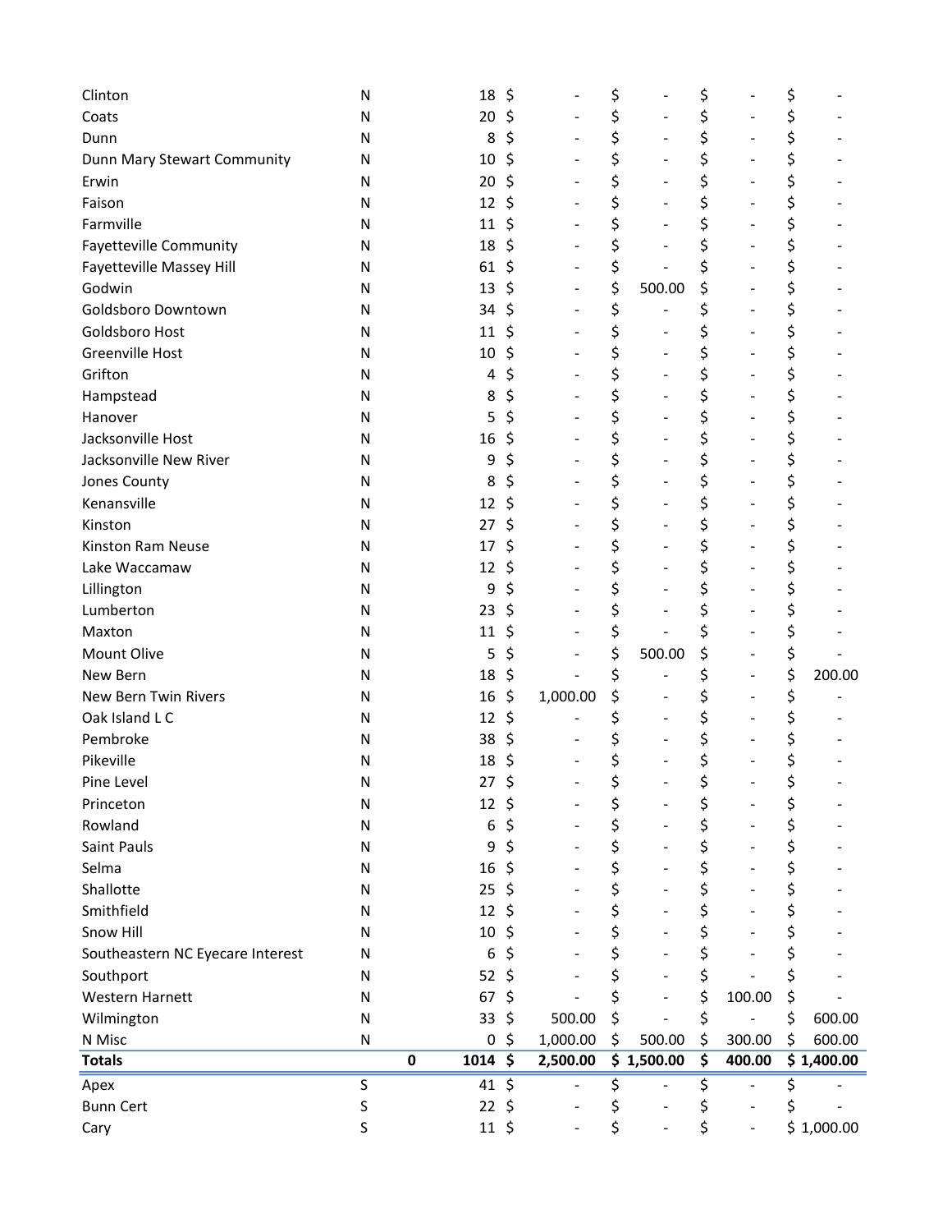| | | | | | | | | | | | |
|---|---|---|---|---|---|---|---|---|---|---|---|
| Clinton | N | | 18 | $ | - | $ | - | $ | - | $ | - |
| Coats | N | | 20 | $ | - | $ | - | $ | - | $ | - |
| Dunn | N | | 8 | $ | - | $ | - | $ | - | $ | - |
| Dunn Mary Stewart Community | N | | 10 | $ | - | $ | - | $ | - | $ | - |
| Erwin | N | | 20 | $ | - | $ | - | $ | - | $ | - |
| Faison | N | | 12 | $ | - | $ | - | $ | - | $ | - |
| Farmville | N | | 11 | $ | - | $ | - | $ | - | $ | - |
| Fayetteville Community | N | | 18 | $ | - | $ | - | $ | - | $ | - |
| Fayetteville Massey Hill | N | | 61 | $ | - | $ | - | $ | - | $ | - |
| Godwin | N | | 13 | $ | - | $ | 500.00 | $ | - | $ | - |
| Goldsboro Downtown | N | | 34 | $ | - | $ | - | $ | - | $ | - |
| Goldsboro Host | N | | 11 | $ | - | $ | - | $ | - | $ | - |
| Greenville Host | N | | 10 | $ | - | $ | - | $ | - | $ | - |
| Grifton | N | | 4 | $ | - | $ | - | $ | - | $ | - |
| Hampstead | N | | 8 | $ | - | $ | - | $ | - | $ | - |
| Hanover | N | | 5 | $ | - | $ | - | $ | - | $ | - |
| Jacksonville Host | N | | 16 | $ | - | $ | - | $ | - | $ | - |
| Jacksonville New River | N | | 9 | $ | - | $ | - | $ | - | $ | - |
| Jones County | N | | 8 | $ | - | $ | - | $ | - | $ | - |
| Kenansville | N | | 12 | $ | - | $ | - | $ | - | $ | - |
| Kinston | N | | 27 | $ | - | $ | - | $ | - | $ | - |
| Kinston Ram Neuse | N | | 17 | $ | - | $ | - | $ | - | $ | - |
| Lake Waccamaw | N | | 12 | $ | - | $ | - | $ | - | $ | - |
| Lillington | N | | 9 | $ | - | $ | - | $ | - | $ | - |
| Lumberton | N | | 23 | $ | - | $ | - | $ | - | $ | - |
| Maxton | N | | 11 | $ | - | $ | - | $ | - | $ | - |
| Mount Olive | N | | 5 | $ | - | $ | 500.00 | $ | - | $ | - |
| New Bern | N | | 18 | $ | - | $ | - | $ | - | $ | 200.00 |
| New Bern Twin Rivers | N | | 16 | $ | 1,000.00 | $ | - | $ | - | $ | - |
| Oak Island L C | N | | 12 | $ | - | $ | - | $ | - | $ | - |
| Pembroke | N | | 38 | $ | - | $ | - | $ | - | $ | - |
| Pikeville | N | | 18 | $ | - | $ | - | $ | - | $ | - |
| Pine Level | N | | 27 | $ | - | $ | - | $ | - | $ | - |
| Princeton | N | | 12 | $ | - | $ | - | $ | - | $ | - |
| Rowland | N | | 6 | $ | - | $ | - | $ | - | $ | - |
| Saint Pauls | N | | 9 | $ | - | $ | - | $ | - | $ | - |
| Selma | N | | 16 | $ | - | $ | - | $ | - | $ | - |
| Shallotte | N | | 25 | $ | - | $ | - | $ | - | $ | - |
| Smithfield | N | | 12 | $ | - | $ | - | $ | - | $ | - |
| Snow Hill | N | | 10 | $ | - | $ | - | $ | - | $ | - |
| Southeastern NC Eyecare Interest | N | | 6 | $ | - | $ | - | $ | - | $ | - |
| Southport | N | | 52 | $ | - | $ | - | $ | - | $ | - |
| Western Harnett | N | | 67 | $ | - | $ | - | $ | 100.00 | $ | - |
| Wilmington | N | | 33 | $ | 500.00 | $ | - | $ | - | $ | 600.00 |
| N Misc | N | | 0 | $ | 1,000.00 | $ | 500.00 | $ | 300.00 | $ | 600.00 |
| **Totals** | | **0** | **1014** | **$** | **2,500.00** | **$** | **1,500.00** | **$** | **400.00** | **$** | **1,400.00** |
| Apex | S | | 41 | $ | - | $ | - | $ | - | $ | - |
| Bunn Cert | S | | 22 | $ | - | $ | - | $ | - | $ | - |
| Cary | S | | 11 | $ | - | $ | - | $ | - | $ | 1,000.00 |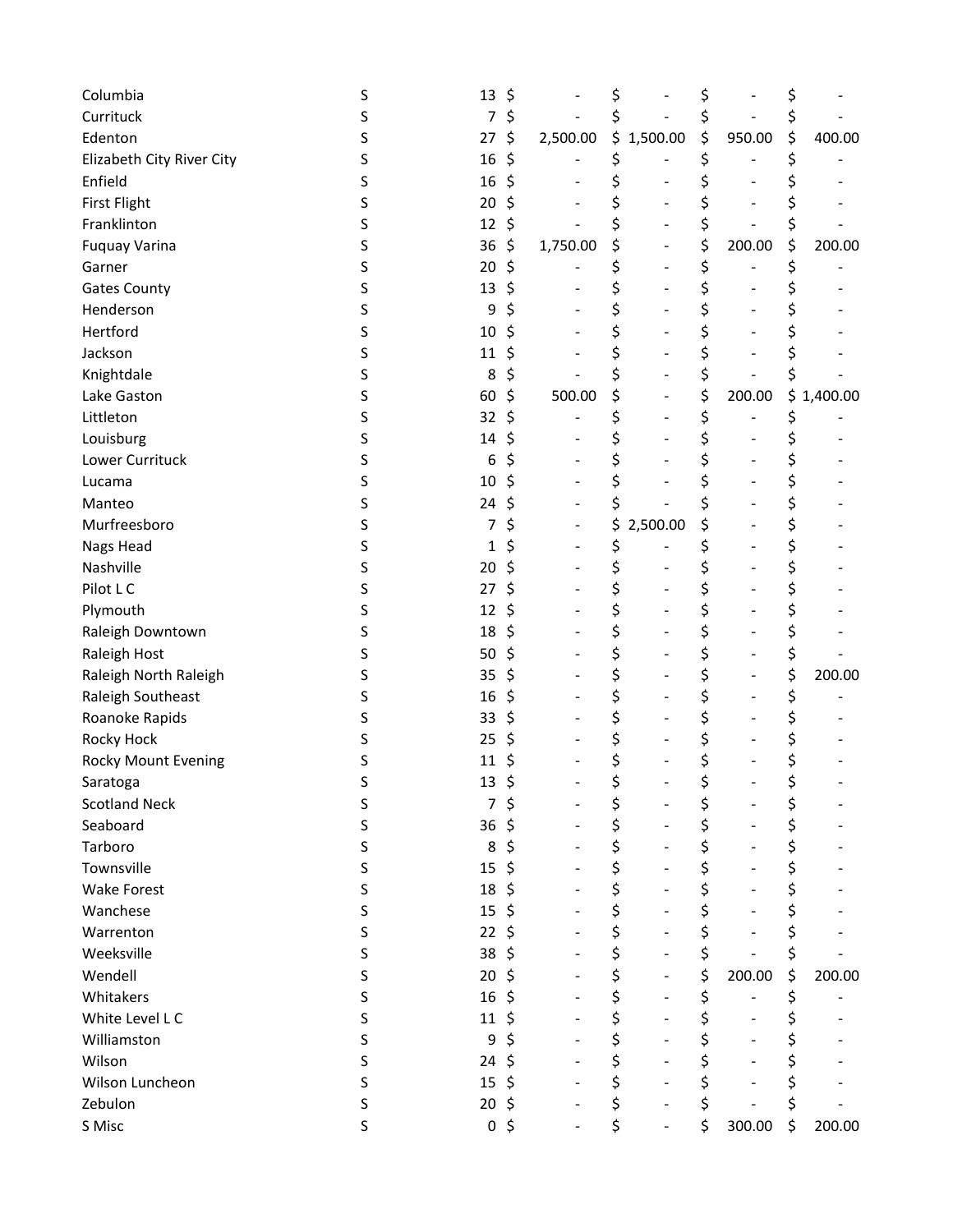| | | | | | | |
|---|---|---|---|---|---|---|
| Columbia | S | 13 | $ - | $ - | $ - | $ - |
| Currituck | S | 7 | $ - | $ - | $ - | $ - |
| Edenton | S | 27 | $ 2,500.00 | $ 1,500.00 | $ 950.00 | $ 400.00 |
| Elizabeth City River City | S | 16 | $ - | $ - | $ - | $ - |
| Enfield | S | 16 | $ - | $ - | $ - | $ - |
| First Flight | S | 20 | $ - | $ - | $ - | $ - |
| Franklinton | S | 12 | $ - | $ - | $ - | $ - |
| Fuquay Varina | S | 36 | $ 1,750.00 | $ - | $ 200.00 | $ 200.00 |
| Garner | S | 20 | $ - | $ - | $ - | $ - |
| Gates County | S | 13 | $ - | $ - | $ - | $ - |
| Henderson | S | 9 | $ - | $ - | $ - | $ - |
| Hertford | S | 10 | $ - | $ - | $ - | $ - |
| Jackson | S | 11 | $ - | $ - | $ - | $ - |
| Knightdale | S | 8 | $ - | $ - | $ - | $ - |
| Lake Gaston | S | 60 | $ 500.00 | $ - | $ 200.00 | $ 1,400.00 |
| Littleton | S | 32 | $ - | $ - | $ - | $ - |
| Louisburg | S | 14 | $ - | $ - | $ - | $ - |
| Lower Currituck | S | 6 | $ - | $ - | $ - | $ - |
| Lucama | S | 10 | $ - | $ - | $ - | $ - |
| Manteo | S | 24 | $ - | $ - | $ - | $ - |
| Murfreesboro | S | 7 | $ - | $ 2,500.00 | $ - | $ - |
| Nags Head | S | 1 | $ - | $ - | $ - | $ - |
| Nashville | S | 20 | $ - | $ - | $ - | $ - |
| Pilot L C | S | 27 | $ - | $ - | $ - | $ - |
| Plymouth | S | 12 | $ - | $ - | $ - | $ - |
| Raleigh Downtown | S | 18 | $ - | $ - | $ - | $ - |
| Raleigh Host | S | 50 | $ - | $ - | $ - | $ - |
| Raleigh North Raleigh | S | 35 | $ - | $ - | $ - | $ 200.00 |
| Raleigh Southeast | S | 16 | $ - | $ - | $ - | $ - |
| Roanoke Rapids | S | 33 | $ - | $ - | $ - | $ - |
| Rocky Hock | S | 25 | $ - | $ - | $ - | $ - |
| Rocky Mount Evening | S | 11 | $ - | $ - | $ - | $ - |
| Saratoga | S | 13 | $ - | $ - | $ - | $ - |
| Scotland Neck | S | 7 | $ - | $ - | $ - | $ - |
| Seaboard | S | 36 | $ - | $ - | $ - | $ - |
| Tarboro | S | 8 | $ - | $ - | $ - | $ - |
| Townsville | S | 15 | $ - | $ - | $ - | $ - |
| Wake Forest | S | 18 | $ - | $ - | $ - | $ - |
| Wanchese | S | 15 | $ - | $ - | $ - | $ - |
| Warrenton | S | 22 | $ - | $ - | $ - | $ - |
| Weeksville | S | 38 | $ - | $ - | $ - | $ - |
| Wendell | S | 20 | $ - | $ - | $ 200.00 | $ 200.00 |
| Whitakers | S | 16 | $ - | $ - | $ - | $ - |
| White Level L C | S | 11 | $ - | $ - | $ - | $ - |
| Williamston | S | 9 | $ - | $ - | $ - | $ - |
| Wilson | S | 24 | $ - | $ - | $ - | $ - |
| Wilson Luncheon | S | 15 | $ - | $ - | $ - | $ - |
| Zebulon | S | 20 | $ - | $ - | $ - | $ - |
| S Misc | S | 0 | $ - | $ - | $ 300.00 | $ 200.00 |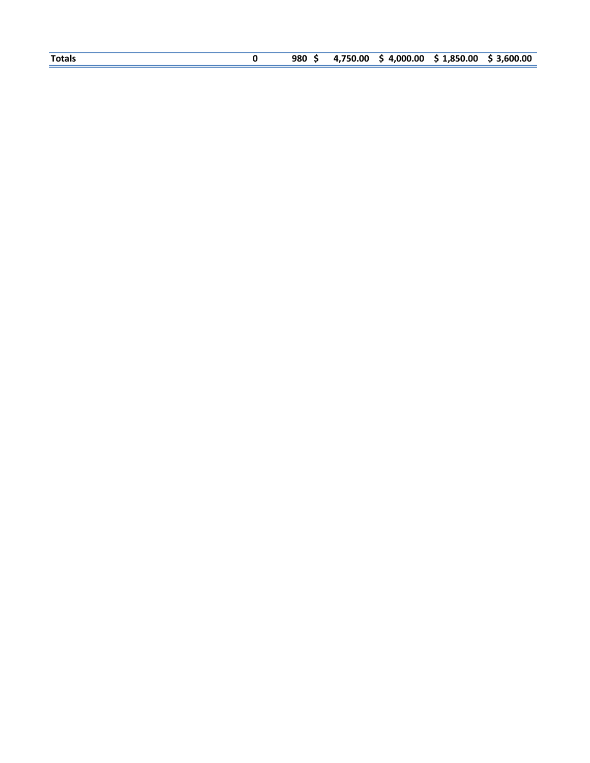| | | | | | | |
|---|---|---|---|---|---|---|
| **Totals** | **0** | **980** | **$ 4,750.00** | **$ 4,000.00** | **$ 1,850.00** | **$ 3,600.00** |